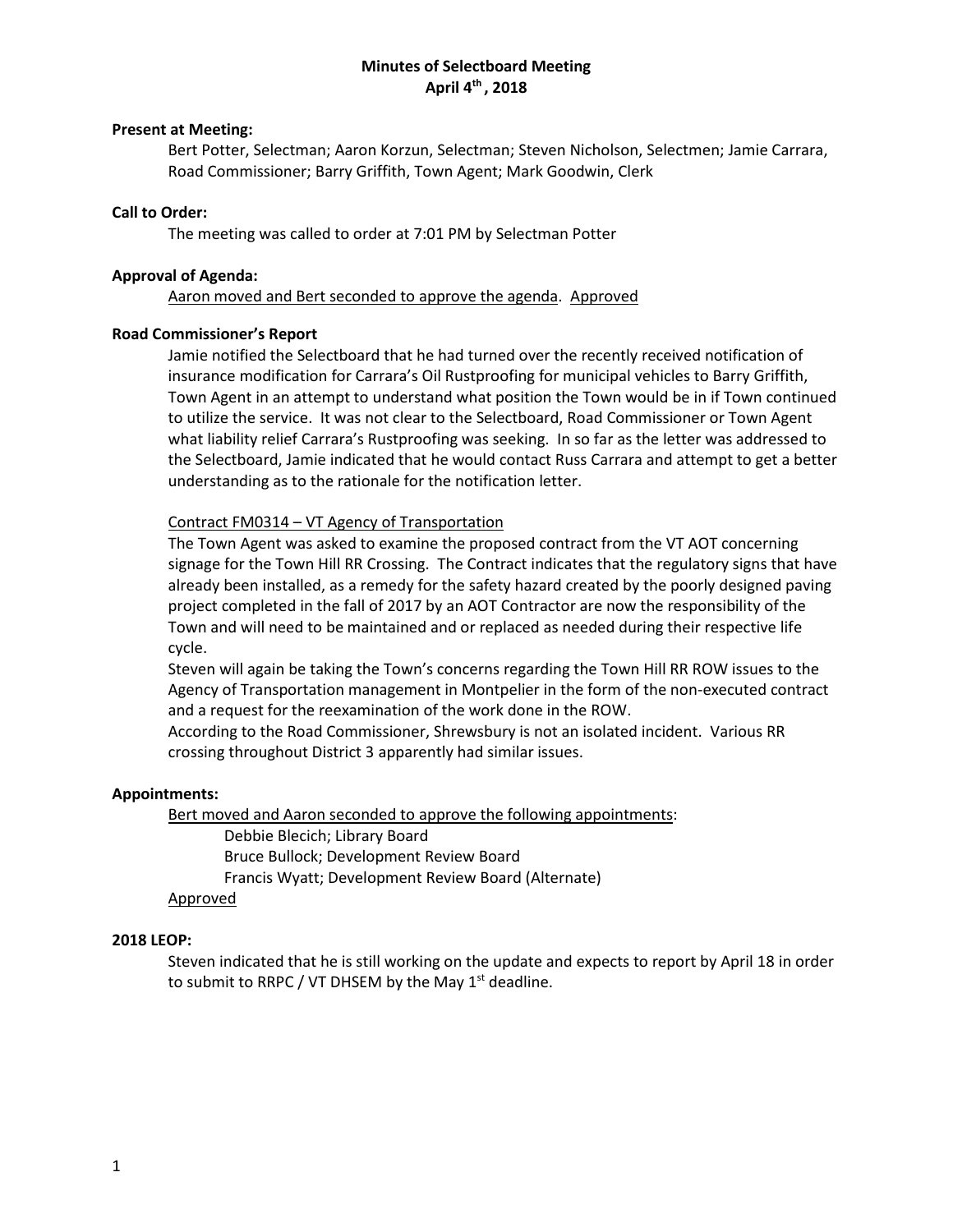# Minutes of Selectboard Meeting
## April 4th, 2018

**Present at Meeting:**

Bert Potter, Selectman; Aaron Korzun, Selectman; Steven Nicholson, Selectmen; Jamie Carrara, Road Commissioner; Barry Griffith, Town Agent; Mark Goodwin, Clerk

**Call to Order:**

The meeting was called to order at 7:01 PM by Selectman Potter

**Approval of Agenda:**

Aaron moved and Bert seconded to approve the agenda. Approved

**Road Commissioner's Report**

Jamie notified the Selectboard that he had turned over the recently received notification of insurance modification for Carrara's Oil Rustproofing for municipal vehicles to Barry Griffith, Town Agent in an attempt to understand what position the Town would be in if Town continued to utilize the service. It was not clear to the Selectboard, Road Commissioner or Town Agent what liability relief Carrara's Rustproofing was seeking. In so far as the letter was addressed to the Selectboard, Jamie indicated that he would contact Russ Carrara and attempt to get a better understanding as to the rationale for the notification letter.

Contract FM0314 – VT Agency of Transportation

The Town Agent was asked to examine the proposed contract from the VT AOT concerning signage for the Town Hill RR Crossing. The Contract indicates that the regulatory signs that have already been installed, as a remedy for the safety hazard created by the poorly designed paving project completed in the fall of 2017 by an AOT Contractor are now the responsibility of the Town and will need to be maintained and or replaced as needed during their respective life cycle.

Steven will again be taking the Town's concerns regarding the Town Hill RR ROW issues to the Agency of Transportation management in Montpelier in the form of the non-executed contract and a request for the reexamination of the work done in the ROW.

According to the Road Commissioner, Shrewsbury is not an isolated incident. Various RR crossing throughout District 3 apparently had similar issues.

**Appointments:**

Bert moved and Aaron seconded to approve the following appointments:

- Debbie Blecich; Library Board
- Bruce Bullock; Development Review Board
- Francis Wyatt; Development Review Board (Alternate)

Approved

**2018 LEOP:**

Steven indicated that he is still working on the update and expects to report by April 18 in order to submit to RRPC / VT DHSEM by the May 1st deadline.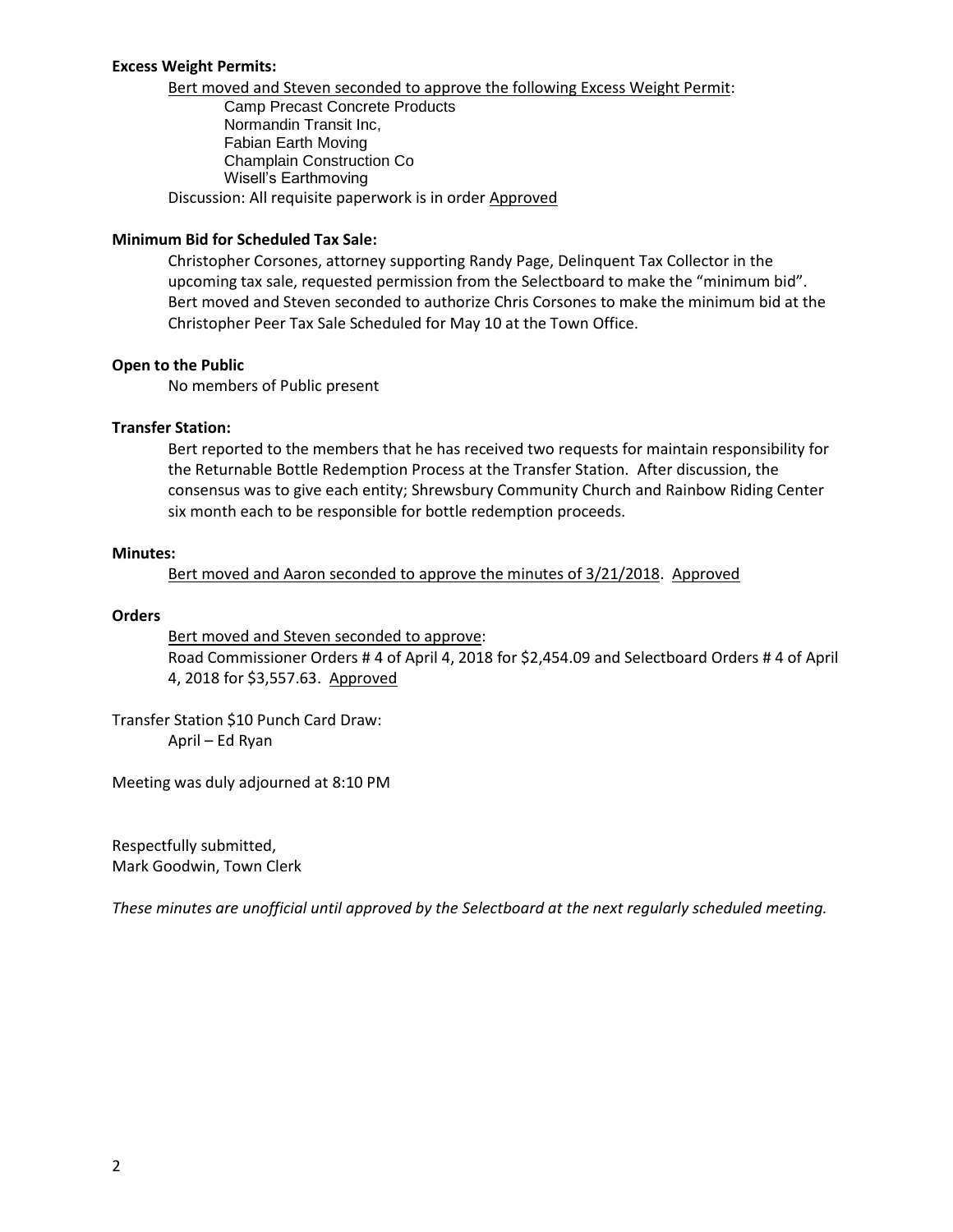**Excess Weight Permits:**

Bert moved and Steven seconded to approve the following Excess Weight Permit:

Camp Precast Concrete Products
Normandin Transit Inc,
Fabian Earth Moving
Champlain Construction Co
Wisell's Earthmoving

Discussion: All requisite paperwork is in order Approved

**Minimum Bid for Scheduled Tax Sale:**

Christopher Corsones, attorney supporting Randy Page, Delinquent Tax Collector in the upcoming tax sale, requested permission from the Selectboard to make the "minimum bid". Bert moved and Steven seconded to authorize Chris Corsones to make the minimum bid at the Christopher Peer Tax Sale Scheduled for May 10 at the Town Office.

**Open to the Public**

No members of Public present

**Transfer Station:**

Bert reported to the members that he has received two requests for maintain responsibility for the Returnable Bottle Redemption Process at the Transfer Station. After discussion, the consensus was to give each entity; Shrewsbury Community Church and Rainbow Riding Center six month each to be responsible for bottle redemption proceeds.

**Minutes:**

Bert moved and Aaron seconded to approve the minutes of 3/21/2018. Approved

**Orders**

Bert moved and Steven seconded to approve:
Road Commissioner Orders # 4 of April 4, 2018 for $2,454.09 and Selectboard Orders # 4 of April 4, 2018 for $3,557.63. Approved

Transfer Station $10 Punch Card Draw:
April – Ed Ryan

Meeting was duly adjourned at 8:10 PM

Respectfully submitted,
Mark Goodwin, Town Clerk

*These minutes are unofficial until approved by the Selectboard at the next regularly scheduled meeting.*